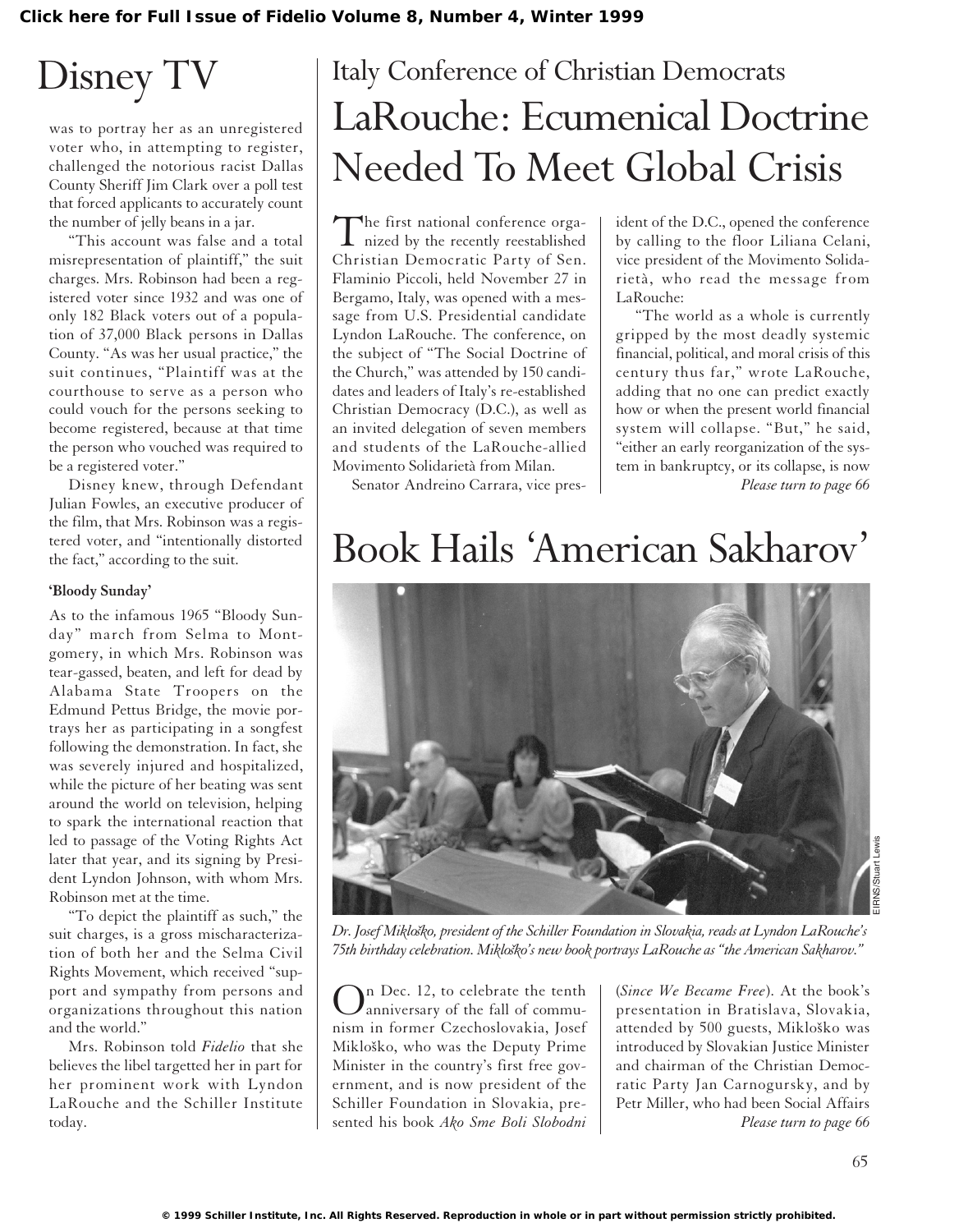# Disney TV

was to portray her as an unregistered voter who, in attempting to register, challenged the notorious racist Dallas County Sheriff Jim Clark over a poll test that forced applicants to accurately count the number of jelly beans in a jar.

"This account was false and a total misrepresentation of plaintiff," the suit charges. Mrs. Robinson had been a registered voter since 1932 and was one of only 182 Black voters out of a population of 37,000 Black persons in Dallas County. "As was her usual practice," the suit continues, "Plaintiff was at the courthouse to serve as a person who could vouch for the persons seeking to become registered, because at that time the person who vouched was required to be a registered voter."

Disney knew, through Defendant Julian Fowles, an executive producer of the film, that Mrs. Robinson was a registered voter, and "intentionally distorted the fact," according to the suit.

**'Bloody Sunday'**

As to the infamous 1965 "Bloody Sunday" march from Selma to Montgomery, in which Mrs. Robinson was tear-gassed, beaten, and left for dead by Alabama State Troopers on the Edmund Pettus Bridge, the movie portrays her as participating in a songfest following the demonstration. In fact, she was severely injured and hospitalized, while the picture of her beating was sent around the world on television, helping to spark the international reaction that led to passage of the Voting Rights Act later that year, and its signing by President Lyndon Johnson, with whom Mrs. Robinson met at the time.

"To depict the plaintiff as such," the suit charges, is a gross mischaracterization of both her and the Selma Civil Rights Movement, which received "support and sympathy from persons and organizations throughout this nation and the world."

Mrs. Robinson told *Fidelio* that she believes the libel targetted her in part for her prominent work with Lyndon LaRouche and the Schiller Institute today.

## Italy Conference of Christian Democrats

# LaRouche: Ecumenical Doctrine Needed To Meet Global Crisis

The first national conference organized by the recently reestablished Christian Democratic Party of Sen. Flaminio Piccoli, held November 27 in Bergamo, Italy, was opened with a message from U.S. Presidential candidate Lyndon LaRouche. The conference, on the subject of "The Social Doctrine of the Church," was attended by 150 candidates and leaders of Italy's re-established Christian Democracy (D.C.), as well as an invited delegation of seven members and students of the LaRouche-allied Movimento Solidarietà from Milan.

Senator Andreino Carrara, vice president of the D.C., opened the conference by calling to the floor Liliana Celani, vice president of the Movimento Solidarietà, who read the message from LaRouche:

"The world as a whole is currently gripped by the most deadly systemic financial, political, and moral crisis of this century thus far," wrote LaRouche, adding that no one can predict exactly how or when the present world financial system will collapse. "But," he said, "either an early reorganization of the system in bankruptcy, or its collapse, is now

*Please turn to page 66*

# Book Hails 'American Sakharov'

EIRNS/Stuart Lewis

*Dr. Josef Miklóško, president of the Schiller Foundation in Slovakia, reads at Lyndon LaRouche's 75th birthday celebration. Miklóško's new book portrays LaRouche as "the American Sakharov."*

On Dec. 12, to celebrate the tenth anniversary of the fall of communism in former Czechoslovakia, Josef Miklóško, who was the Deputy Prime Minister in the country's first free government, and is now president of the Schiller Foundation in Slovakia, presented his book *Ako Sme Boli Slobodni* (*Since We Became Free*). At the book's presentation in Bratislava, Slovakia, attended by 500 guests, Miklóško was introduced by Slovakian Justice Minister and chairman of the Christian Democratic Party Jan Carnogursky, and by Petr Miller, who had been Social Affairs

*Please turn to page 66*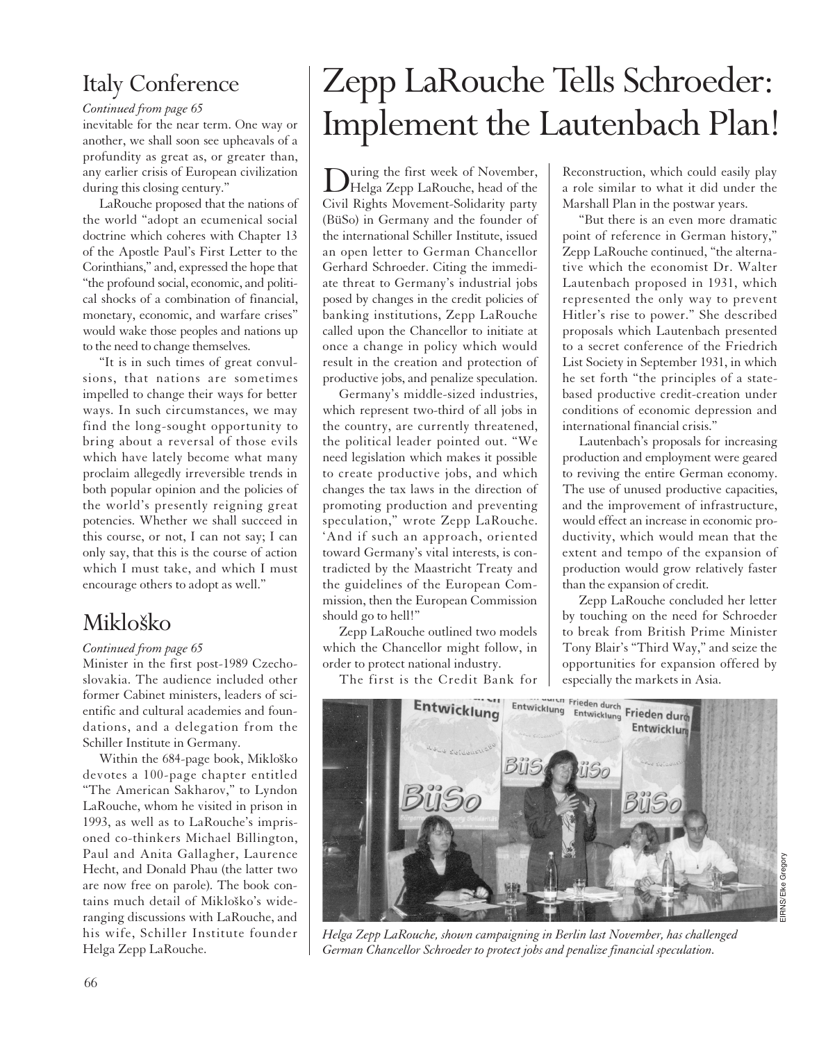## Italy Conference

*Continued from page 65*

inevitable for the near term. One way or another, we shall soon see upheavals of a profundity as great as, or greater than, any earlier crisis of European civilization during this closing century."

LaRouche proposed that the nations of the world "adopt an ecumenical social doctrine which coheres with Chapter 13 of the Apostle Paul's First Letter to the Corinthians," and, expressed the hope that "the profound social, economic, and political shocks of a combination of financial, monetary, economic, and warfare crises" would wake those peoples and nations up to the need to change themselves.

"It is in such times of great convulsions, that nations are sometimes impelled to change their ways for better ways. In such circumstances, we may find the long-sought opportunity to bring about a reversal of those evils which have lately become what many proclaim allegedly irreversible trends in both popular opinion and the policies of the world's presently reigning great potencies. Whether we shall succeed in this course, or not, I can not say; I can only say, that this is the course of action which I must take, and which I must encourage others to adopt as well."

## Mikloško

*Continued from page 65*

Minister in the first post-1989 Czechoslovakia. The audience included other former Cabinet ministers, leaders of scientific and cultural academies and foundations, and a delegation from the Schiller Institute in Germany.

Within the 684-page book, Mikloško devotes a 100-page chapter entitled "The American Sakharov," to Lyndon LaRouche, whom he visited in prison in 1993, as well as to LaRouche's imprisoned co-thinkers Michael Billington, Paul and Anita Gallagher, Laurence Hecht, and Donald Phau (the latter two are now free on parole). The book contains much detail of Mikloško's wide-ranging discussions with LaRouche, and his wife, Schiller Institute founder Helga Zepp LaRouche.

# Zepp LaRouche Tells Schroeder: Implement the Lautenbach Plan!

During the first week of November, Helga Zepp LaRouche, head of the Civil Rights Movement-Solidarity party (BüSo) in Germany and the founder of the international Schiller Institute, issued an open letter to German Chancellor Gerhard Schroeder. Citing the immediate threat to Germany's industrial jobs posed by changes in the credit policies of banking institutions, Zepp LaRouche called upon the Chancellor to initiate at once a change in policy which would result in the creation and protection of productive jobs, and penalize speculation.

Germany's middle-sized industries, which represent two-third of all jobs in the country, are currently threatened, the political leader pointed out. "We need legislation which makes it possible to create productive jobs, and which changes the tax laws in the direction of promoting production and preventing speculation," wrote Zepp LaRouche. 'And if such an approach, oriented toward Germany's vital interests, is contradicted by the Maastricht Treaty and the guidelines of the European Commission, then the European Commission should go to hell!"

Zepp LaRouche outlined two models which the Chancellor might follow, in order to protect national industry.

The first is the Credit Bank for Reconstruction, which could easily play a role similar to what it did under the Marshall Plan in the postwar years.

"But there is an even more dramatic point of reference in German history," Zepp LaRouche continued, "the alternative which the economist Dr. Walter Lautenbach proposed in 1931, which represented the only way to prevent Hitler's rise to power." She described proposals which Lautenbach presented to a secret conference of the Friedrich List Society in September 1931, in which he set forth "the principles of a state-based productive credit-creation under conditions of economic depression and international financial crisis."

Lautenbach's proposals for increasing production and employment were geared to reviving the entire German economy. The use of unused productive capacities, and the improvement of infrastructure, would effect an increase in economic productivity, which would mean that the extent and tempo of the expansion of production would grow relatively faster than the expansion of credit.

Zepp LaRouche concluded her letter by touching on the need for Schroeder to break from British Prime Minister Tony Blair's "Third Way," and seize the opportunities for expansion offered by especially the markets in Asia.

EIRNS/Elke Gregory

*Helga Zepp LaRouche, shown campaigning in Berlin last November, has challenged German Chancellor Schroeder to protect jobs and penalize financial speculation.*